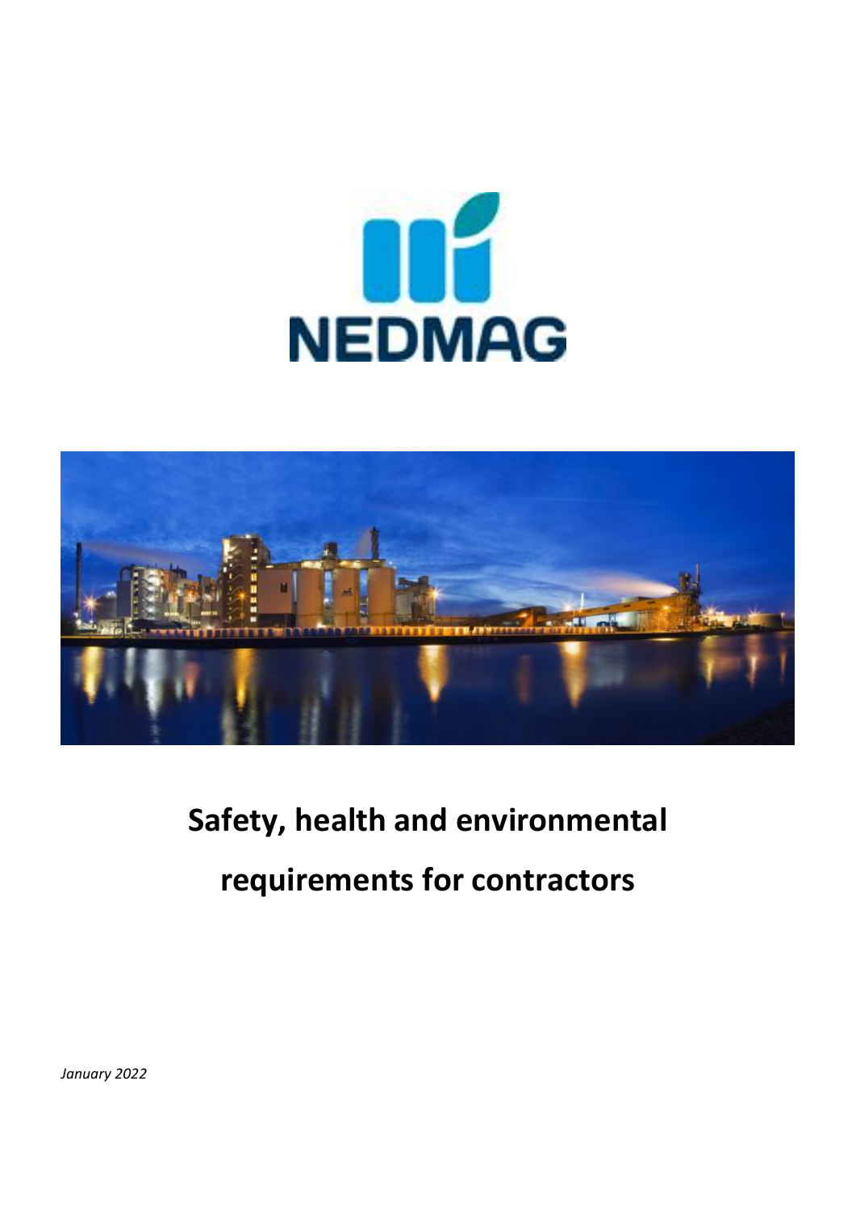NEDMAG

# Safety, health and environmental requirements for contractors

*January 2022*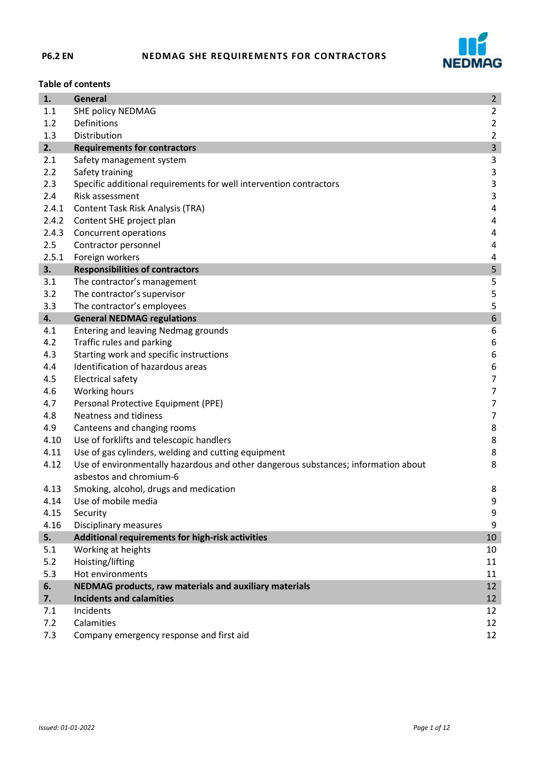**P6.2 EN** **NEDMAG SHE REQUIREMENTS FOR CONTRACTORS**

**Table of contents**

| | | |
|---|---|---|
| **1.** | **General** | **2** |
| 1.1 | SHE policy NEDMAG | 2 |
| 1.2 | Definitions | 2 |
| 1.3 | Distribution | 2 |
| **2.** | **Requirements for contractors** | **3** |
| 2.1 | Safety management system | 3 |
| 2.2 | Safety training | 3 |
| 2.3 | Specific additional requirements for well intervention contractors | 3 |
| 2.4 | Risk assessment | 3 |
| 2.4.1 | Content Task Risk Analysis (TRA) | 4 |
| 2.4.2 | Content SHE project plan | 4 |
| 2.4.3 | Concurrent operations | 4 |
| 2.5 | Contractor personnel | 4 |
| 2.5.1 | Foreign workers | 4 |
| **3.** | **Responsibilities of contractors** | **5** |
| 3.1 | The contractor's management | 5 |
| 3.2 | The contractor's supervisor | 5 |
| 3.3 | The contractor's employees | 5 |
| **4.** | **General NEDMAG regulations** | **6** |
| 4.1 | Entering and leaving Nedmag grounds | 6 |
| 4.2 | Traffic rules and parking | 6 |
| 4.3 | Starting work and specific instructions | 6 |
| 4.4 | Identification of hazardous areas | 6 |
| 4.5 | Electrical safety | 7 |
| 4.6 | Working hours | 7 |
| 4.7 | Personal Protective Equipment (PPE) | 7 |
| 4.8 | Neatness and tidiness | 7 |
| 4.9 | Canteens and changing rooms | 8 |
| 4.10 | Use of forklifts and telescopic handlers | 8 |
| 4.11 | Use of gas cylinders, welding and cutting equipment | 8 |
| 4.12 | Use of environmentally hazardous and other dangerous substances; information about asbestos and chromium-6 | 8 |
| 4.13 | Smoking, alcohol, drugs and medication | 8 |
| 4.14 | Use of mobile media | 9 |
| 4.15 | Security | 9 |
| 4.16 | Disciplinary measures | 9 |
| **5.** | **Additional requirements for high-risk activities** | **10** |
| 5.1 | Working at heights | 10 |
| 5.2 | Hoisting/lifting | 11 |
| 5.3 | Hot environments | 11 |
| **6.** | **NEDMAG products, raw materials and auxiliary materials** | **12** |
| **7.** | **Incidents and calamities** | **12** |
| 7.1 | Incidents | 12 |
| 7.2 | Calamities | 12 |
| 7.3 | Company emergency response and first aid | 12 |

*Issued: 01-01-2022*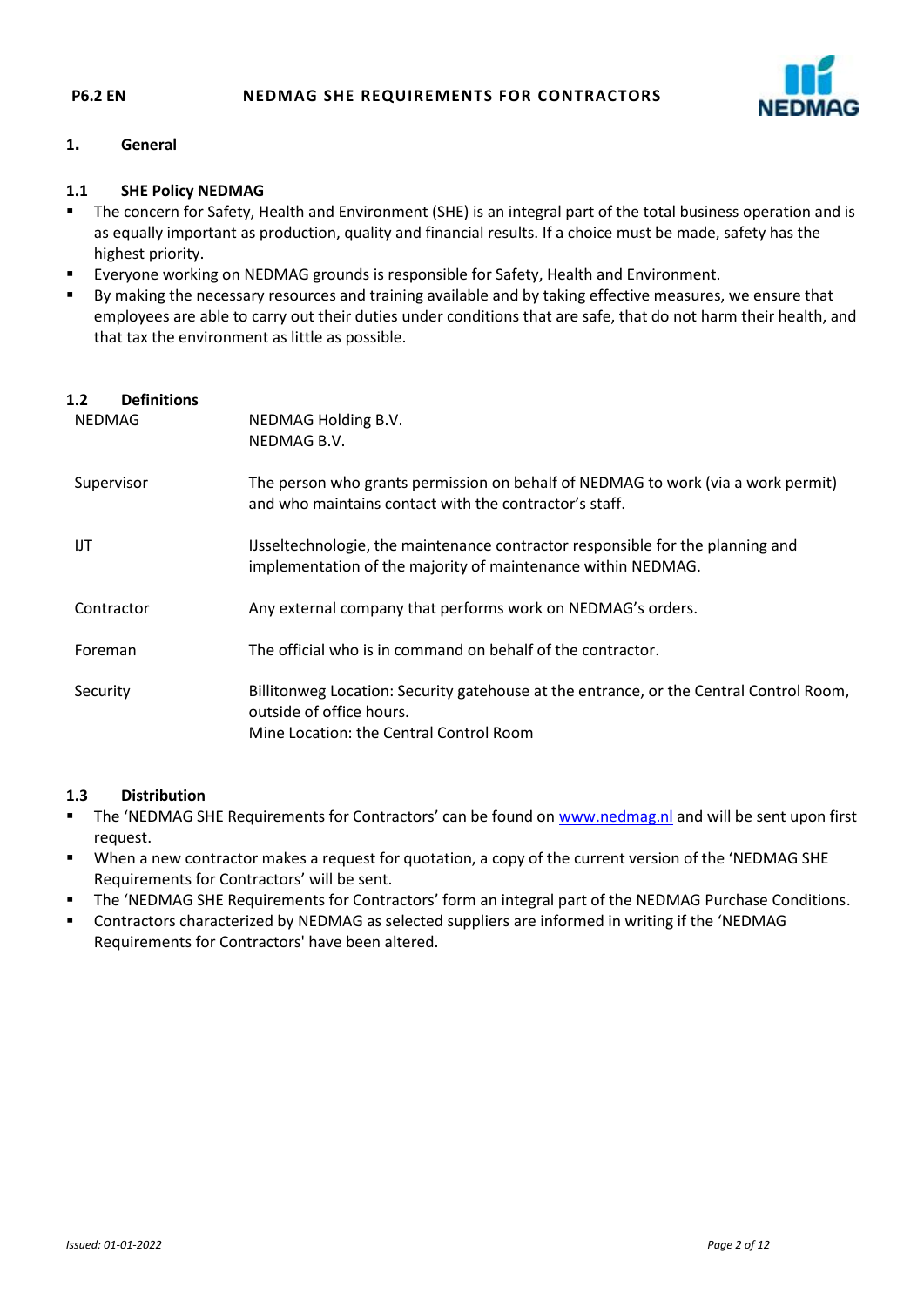## 1. General

### 1.1 SHE Policy NEDMAG

- The concern for Safety, Health and Environment (SHE) is an integral part of the total business operation and is as equally important as production, quality and financial results. If a choice must be made, safety has the highest priority.
- Everyone working on NEDMAG grounds is responsible for Safety, Health and Environment.
- By making the necessary resources and training available and by taking effective measures, we ensure that employees are able to carry out their duties under conditions that are safe, that do not harm their health, and that tax the environment as little as possible.

### 1.2 Definitions

| | |
|---|---|
| NEDMAG | NEDMAG Holding B.V.<br>NEDMAG B.V. |
| Supervisor | The person who grants permission on behalf of NEDMAG to work (via a work permit) and who maintains contact with the contractor's staff. |
| IJT | IJsseltechnologie, the maintenance contractor responsible for the planning and implementation of the majority of maintenance within NEDMAG. |
| Contractor | Any external company that performs work on NEDMAG's orders. |
| Foreman | The official who is in command on behalf of the contractor. |
| Security | Billitonweg Location: Security gatehouse at the entrance, or the Central Control Room, outside of office hours.<br>Mine Location: the Central Control Room |

### 1.3 Distribution

- The 'NEDMAG SHE Requirements for Contractors' can be found on www.nedmag.nl and will be sent upon first request.
- When a new contractor makes a request for quotation, a copy of the current version of the 'NEDMAG SHE Requirements for Contractors' will be sent.
- The 'NEDMAG SHE Requirements for Contractors' form an integral part of the NEDMAG Purchase Conditions.
- Contractors characterized by NEDMAG as selected suppliers are informed in writing if the 'NEDMAG Requirements for Contractors' have been altered.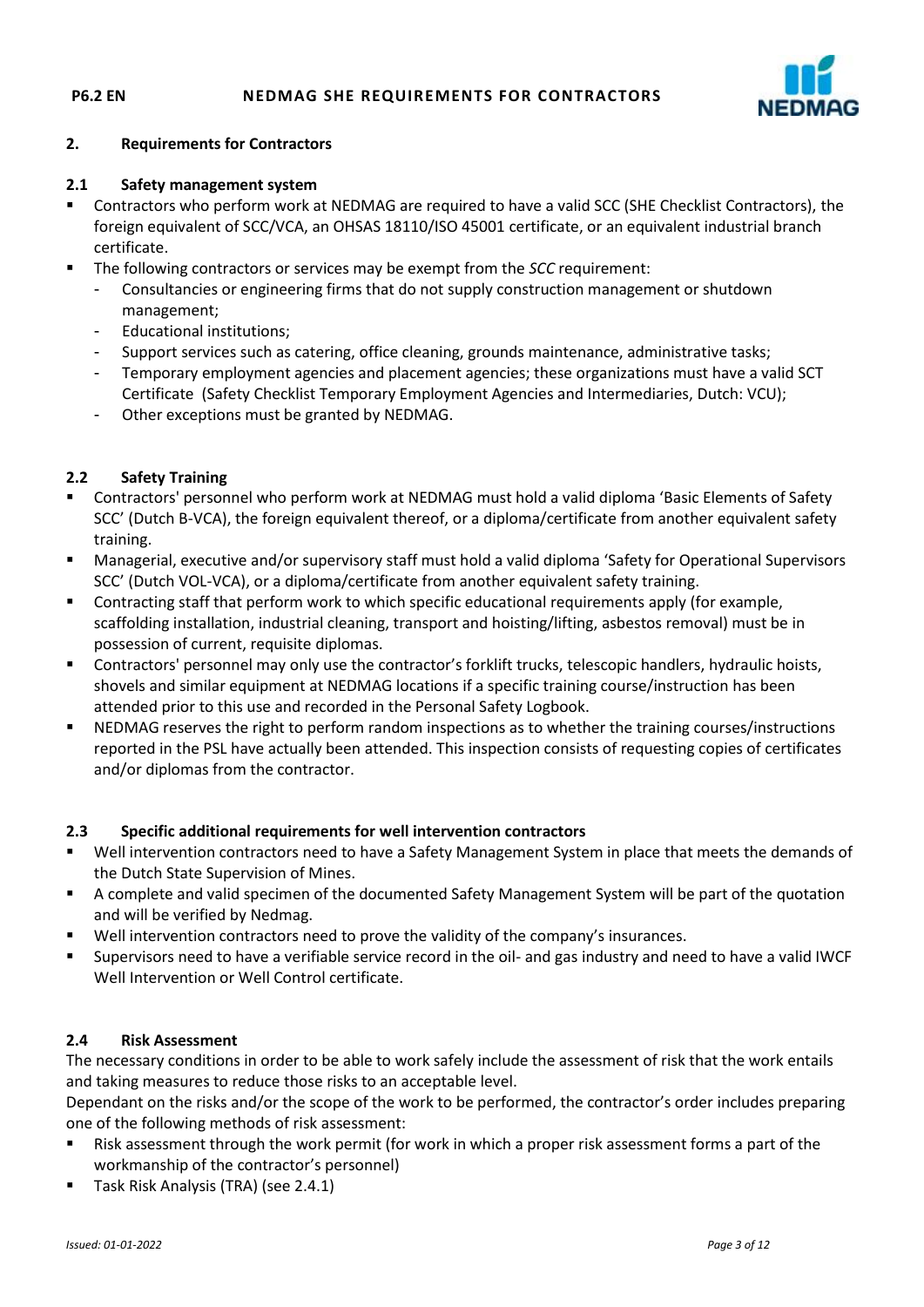## 2. Requirements for Contractors

### 2.1 Safety management system

- Contractors who perform work at NEDMAG are required to have a valid SCC (SHE Checklist Contractors), the foreign equivalent of SCC/VCA, an OHSAS 18110/ISO 45001 certificate, or an equivalent industrial branch certificate.
- The following contractors or services may be exempt from the *SCC* requirement:
  - Consultancies or engineering firms that do not supply construction management or shutdown management;
  - Educational institutions;
  - Support services such as catering, office cleaning, grounds maintenance, administrative tasks;
  - Temporary employment agencies and placement agencies; these organizations must have a valid SCT Certificate (Safety Checklist Temporary Employment Agencies and Intermediaries, Dutch: VCU);
  - Other exceptions must be granted by NEDMAG.

### 2.2 Safety Training

- Contractors' personnel who perform work at NEDMAG must hold a valid diploma 'Basic Elements of Safety SCC' (Dutch B-VCA), the foreign equivalent thereof, or a diploma/certificate from another equivalent safety training.
- Managerial, executive and/or supervisory staff must hold a valid diploma 'Safety for Operational Supervisors SCC' (Dutch VOL-VCA), or a diploma/certificate from another equivalent safety training.
- Contracting staff that perform work to which specific educational requirements apply (for example, scaffolding installation, industrial cleaning, transport and hoisting/lifting, asbestos removal) must be in possession of current, requisite diplomas.
- Contractors' personnel may only use the contractor's forklift trucks, telescopic handlers, hydraulic hoists, shovels and similar equipment at NEDMAG locations if a specific training course/instruction has been attended prior to this use and recorded in the Personal Safety Logbook.
- NEDMAG reserves the right to perform random inspections as to whether the training courses/instructions reported in the PSL have actually been attended. This inspection consists of requesting copies of certificates and/or diplomas from the contractor.

### 2.3 Specific additional requirements for well intervention contractors

- Well intervention contractors need to have a Safety Management System in place that meets the demands of the Dutch State Supervision of Mines.
- A complete and valid specimen of the documented Safety Management System will be part of the quotation and will be verified by Nedmag.
- Well intervention contractors need to prove the validity of the company's insurances.
- Supervisors need to have a verifiable service record in the oil- and gas industry and need to have a valid IWCF Well Intervention or Well Control certificate.

### 2.4 Risk Assessment

The necessary conditions in order to be able to work safely include the assessment of risk that the work entails and taking measures to reduce those risks to an acceptable level.

Dependant on the risks and/or the scope of the work to be performed, the contractor's order includes preparing one of the following methods of risk assessment:

- Risk assessment through the work permit (for work in which a proper risk assessment forms a part of the workmanship of the contractor's personnel)
- Task Risk Analysis (TRA) (see 2.4.1)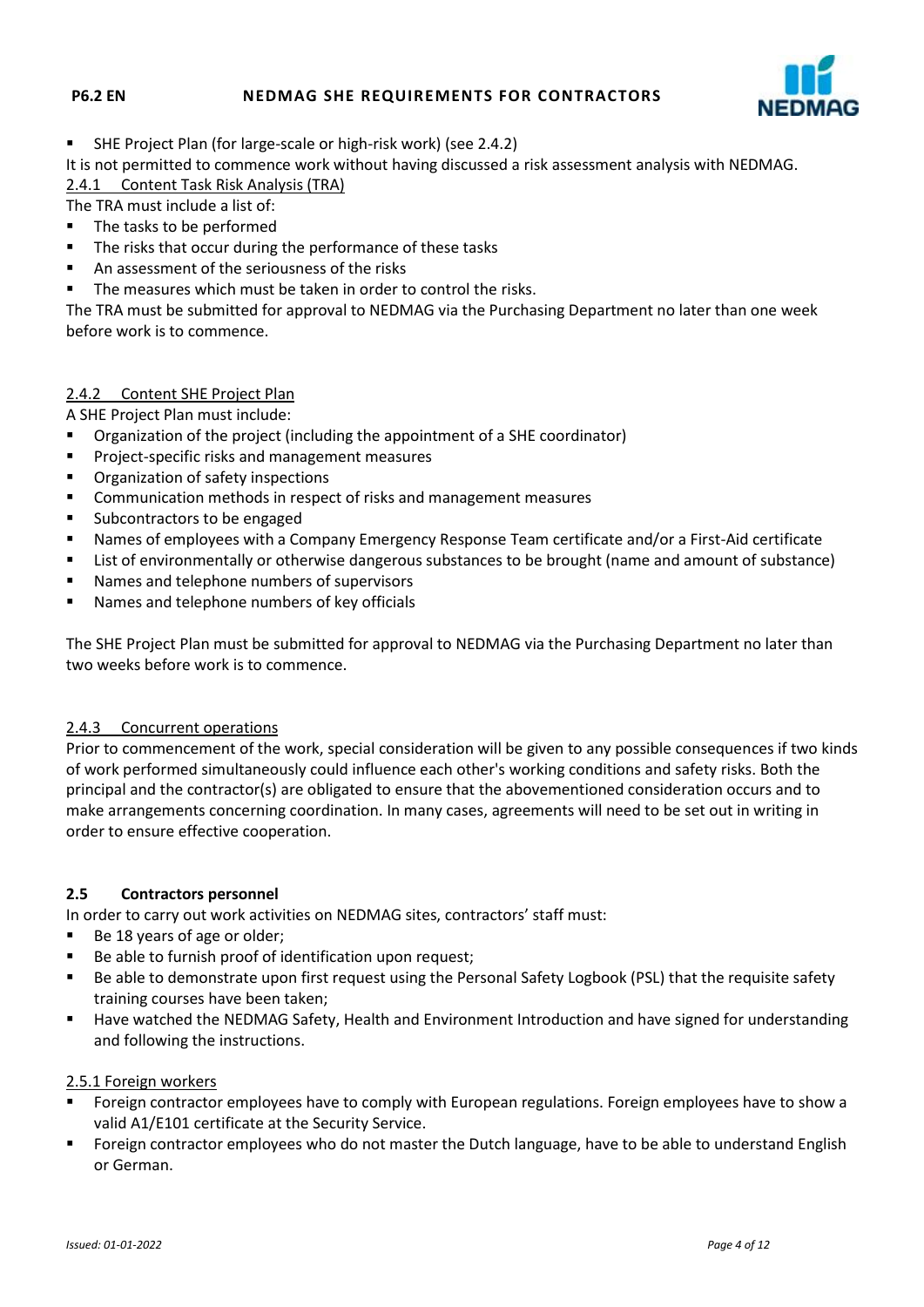- SHE Project Plan (for large-scale or high-risk work) (see 2.4.2)

It is not permitted to commence work without having discussed a risk assessment analysis with NEDMAG.

#### 2.4.1 Content Task Risk Analysis (TRA)

The TRA must include a list of:

- The tasks to be performed
- The risks that occur during the performance of these tasks
- An assessment of the seriousness of the risks
- The measures which must be taken in order to control the risks.

The TRA must be submitted for approval to NEDMAG via the Purchasing Department no later than one week before work is to commence.

#### 2.4.2 Content SHE Project Plan

A SHE Project Plan must include:

- Organization of the project (including the appointment of a SHE coordinator)
- Project-specific risks and management measures
- Organization of safety inspections
- Communication methods in respect of risks and management measures
- Subcontractors to be engaged
- Names of employees with a Company Emergency Response Team certificate and/or a First-Aid certificate
- List of environmentally or otherwise dangerous substances to be brought (name and amount of substance)
- Names and telephone numbers of supervisors
- Names and telephone numbers of key officials

The SHE Project Plan must be submitted for approval to NEDMAG via the Purchasing Department no later than two weeks before work is to commence.

#### 2.4.3 Concurrent operations

Prior to commencement of the work, special consideration will be given to any possible consequences if two kinds of work performed simultaneously could influence each other's working conditions and safety risks. Both the principal and the contractor(s) are obligated to ensure that the abovementioned consideration occurs and to make arrangements concerning coordination. In many cases, agreements will need to be set out in writing in order to ensure effective cooperation.

### 2.5 Contractors personnel

In order to carry out work activities on NEDMAG sites, contractors' staff must:

- Be 18 years of age or older;
- Be able to furnish proof of identification upon request;
- Be able to demonstrate upon first request using the Personal Safety Logbook (PSL) that the requisite safety training courses have been taken;
- Have watched the NEDMAG Safety, Health and Environment Introduction and have signed for understanding and following the instructions.

#### 2.5.1 Foreign workers

- Foreign contractor employees have to comply with European regulations. Foreign employees have to show a valid A1/E101 certificate at the Security Service.
- Foreign contractor employees who do not master the Dutch language, have to be able to understand English or German.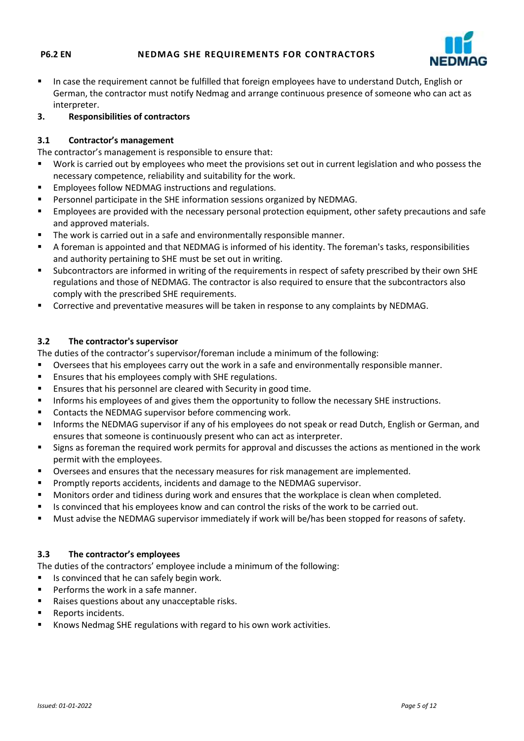- In case the requirement cannot be fulfilled that foreign employees have to understand Dutch, English or German, the contractor must notify Nedmag and arrange continuous presence of someone who can act as interpreter.

## 3. Responsibilities of contractors

### 3.1 Contractor's management

The contractor's management is responsible to ensure that:

- Work is carried out by employees who meet the provisions set out in current legislation and who possess the necessary competence, reliability and suitability for the work.
- Employees follow NEDMAG instructions and regulations.
- Personnel participate in the SHE information sessions organized by NEDMAG.
- Employees are provided with the necessary personal protection equipment, other safety precautions and safe and approved materials.
- The work is carried out in a safe and environmentally responsible manner.
- A foreman is appointed and that NEDMAG is informed of his identity. The foreman's tasks, responsibilities and authority pertaining to SHE must be set out in writing.
- Subcontractors are informed in writing of the requirements in respect of safety prescribed by their own SHE regulations and those of NEDMAG. The contractor is also required to ensure that the subcontractors also comply with the prescribed SHE requirements.
- Corrective and preventative measures will be taken in response to any complaints by NEDMAG.

### 3.2 The contractor's supervisor

The duties of the contractor's supervisor/foreman include a minimum of the following:

- Oversees that his employees carry out the work in a safe and environmentally responsible manner.
- Ensures that his employees comply with SHE regulations.
- Ensures that his personnel are cleared with Security in good time.
- Informs his employees of and gives them the opportunity to follow the necessary SHE instructions.
- Contacts the NEDMAG supervisor before commencing work.
- Informs the NEDMAG supervisor if any of his employees do not speak or read Dutch, English or German, and ensures that someone is continuously present who can act as interpreter.
- Signs as foreman the required work permits for approval and discusses the actions as mentioned in the work permit with the employees.
- Oversees and ensures that the necessary measures for risk management are implemented.
- Promptly reports accidents, incidents and damage to the NEDMAG supervisor.
- Monitors order and tidiness during work and ensures that the workplace is clean when completed.
- Is convinced that his employees know and can control the risks of the work to be carried out.
- Must advise the NEDMAG supervisor immediately if work will be/has been stopped for reasons of safety.

### 3.3 The contractor's employees

The duties of the contractors' employee include a minimum of the following:

- Is convinced that he can safely begin work.
- Performs the work in a safe manner.
- Raises questions about any unacceptable risks.
- Reports incidents.
- Knows Nedmag SHE regulations with regard to his own work activities.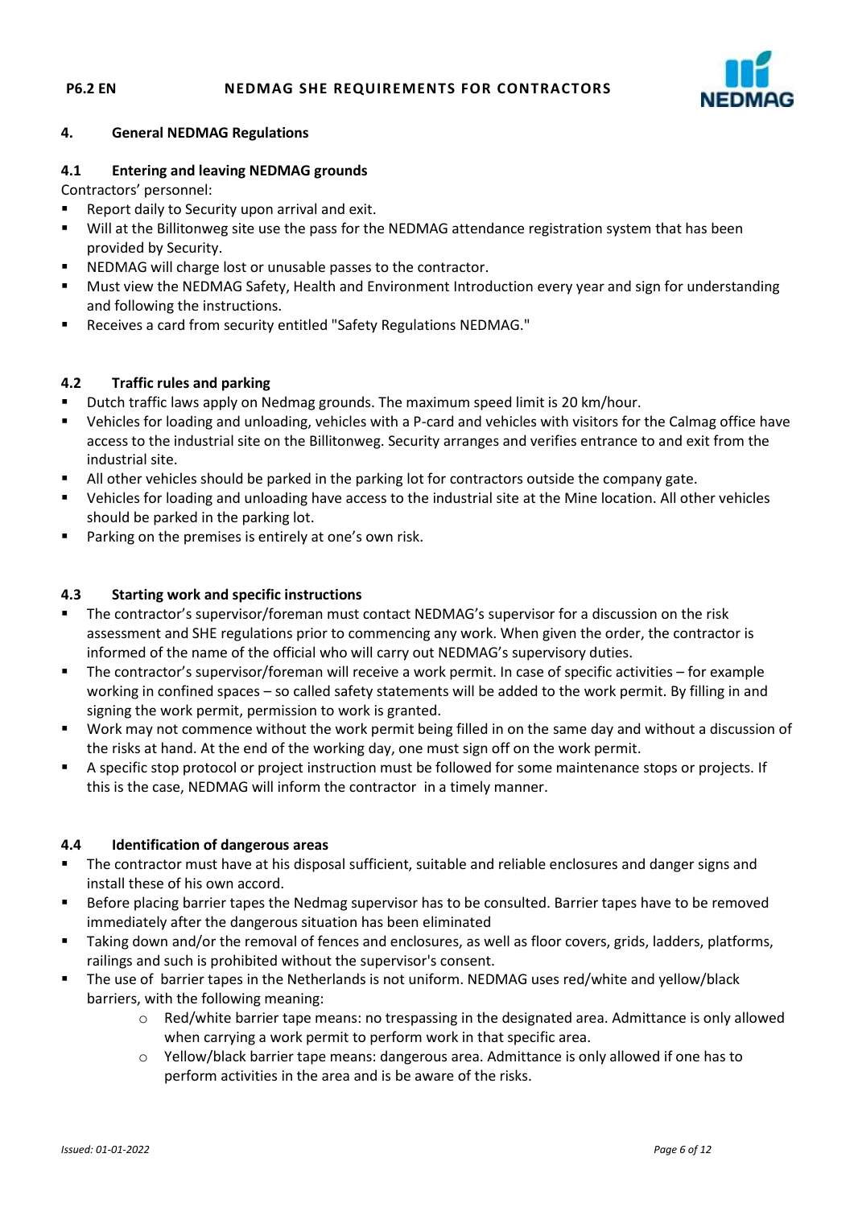## 4. General NEDMAG Regulations

### 4.1 Entering and leaving NEDMAG grounds

Contractors' personnel:

- Report daily to Security upon arrival and exit.
- Will at the Billitonweg site use the pass for the NEDMAG attendance registration system that has been provided by Security.
- NEDMAG will charge lost or unusable passes to the contractor.
- Must view the NEDMAG Safety, Health and Environment Introduction every year and sign for understanding and following the instructions.
- Receives a card from security entitled "Safety Regulations NEDMAG."

### 4.2 Traffic rules and parking

- Dutch traffic laws apply on Nedmag grounds. The maximum speed limit is 20 km/hour.
- Vehicles for loading and unloading, vehicles with a P-card and vehicles with visitors for the Calmag office have access to the industrial site on the Billitonweg. Security arranges and verifies entrance to and exit from the industrial site.
- All other vehicles should be parked in the parking lot for contractors outside the company gate.
- Vehicles for loading and unloading have access to the industrial site at the Mine location. All other vehicles should be parked in the parking lot.
- Parking on the premises is entirely at one's own risk.

### 4.3 Starting work and specific instructions

- The contractor's supervisor/foreman must contact NEDMAG's supervisor for a discussion on the risk assessment and SHE regulations prior to commencing any work. When given the order, the contractor is informed of the name of the official who will carry out NEDMAG's supervisory duties.
- The contractor's supervisor/foreman will receive a work permit. In case of specific activities – for example working in confined spaces – so called safety statements will be added to the work permit. By filling in and signing the work permit, permission to work is granted.
- Work may not commence without the work permit being filled in on the same day and without a discussion of the risks at hand. At the end of the working day, one must sign off on the work permit.
- A specific stop protocol or project instruction must be followed for some maintenance stops or projects. If this is the case, NEDMAG will inform the contractor in a timely manner.

### 4.4 Identification of dangerous areas

- The contractor must have at his disposal sufficient, suitable and reliable enclosures and danger signs and install these of his own accord.
- Before placing barrier tapes the Nedmag supervisor has to be consulted. Barrier tapes have to be removed immediately after the dangerous situation has been eliminated
- Taking down and/or the removal of fences and enclosures, as well as floor covers, grids, ladders, platforms, railings and such is prohibited without the supervisor's consent.
- The use of barrier tapes in the Netherlands is not uniform. NEDMAG uses red/white and yellow/black barriers, with the following meaning:
    - Red/white barrier tape means: no trespassing in the designated area. Admittance is only allowed when carrying a work permit to perform work in that specific area.
    - Yellow/black barrier tape means: dangerous area. Admittance is only allowed if one has to perform activities in the area and is be aware of the risks.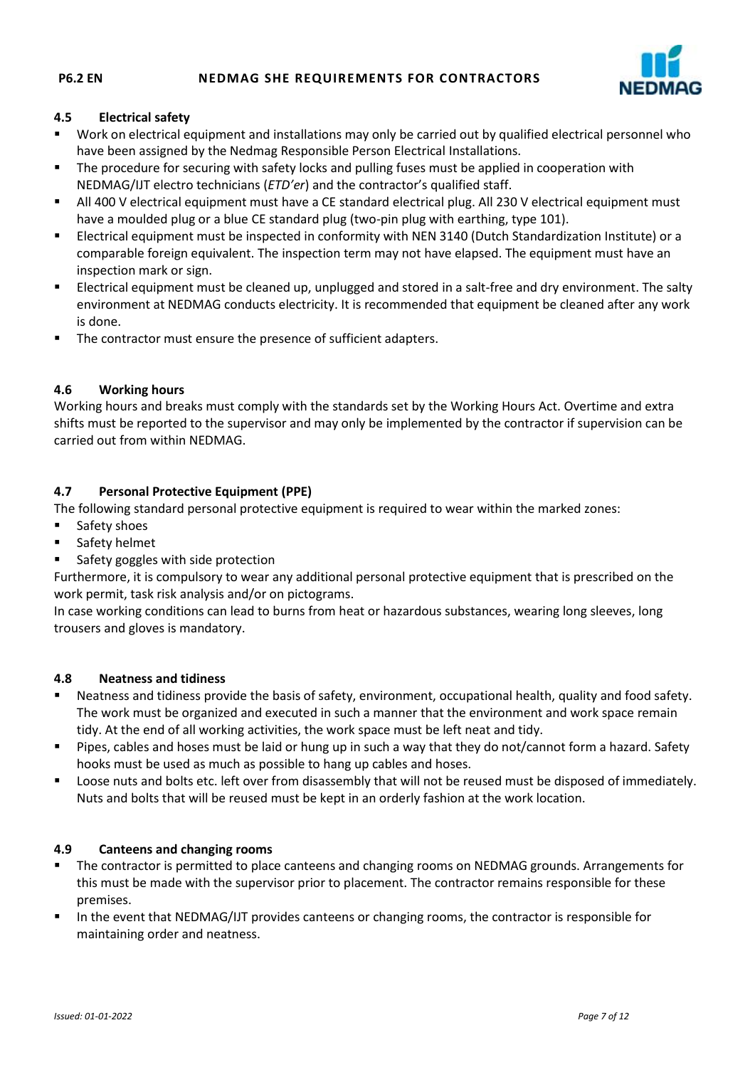## 4.5 Electrical safety

- Work on electrical equipment and installations may only be carried out by qualified electrical personnel who have been assigned by the Nedmag Responsible Person Electrical Installations.
- The procedure for securing with safety locks and pulling fuses must be applied in cooperation with NEDMAG/IJT electro technicians (*ETD'er*) and the contractor's qualified staff.
- All 400 V electrical equipment must have a CE standard electrical plug. All 230 V electrical equipment must have a moulded plug or a blue CE standard plug (two-pin plug with earthing, type 101).
- Electrical equipment must be inspected in conformity with NEN 3140 (Dutch Standardization Institute) or a comparable foreign equivalent. The inspection term may not have elapsed. The equipment must have an inspection mark or sign.
- Electrical equipment must be cleaned up, unplugged and stored in a salt-free and dry environment. The salty environment at NEDMAG conducts electricity. It is recommended that equipment be cleaned after any work is done.
- The contractor must ensure the presence of sufficient adapters.

## 4.6 Working hours

Working hours and breaks must comply with the standards set by the Working Hours Act. Overtime and extra shifts must be reported to the supervisor and may only be implemented by the contractor if supervision can be carried out from within NEDMAG.

## 4.7 Personal Protective Equipment (PPE)

The following standard personal protective equipment is required to wear within the marked zones:

- Safety shoes
- Safety helmet
- Safety goggles with side protection

Furthermore, it is compulsory to wear any additional personal protective equipment that is prescribed on the work permit, task risk analysis and/or on pictograms.
In case working conditions can lead to burns from heat or hazardous substances, wearing long sleeves, long trousers and gloves is mandatory.

## 4.8 Neatness and tidiness

- Neatness and tidiness provide the basis of safety, environment, occupational health, quality and food safety. The work must be organized and executed in such a manner that the environment and work space remain tidy. At the end of all working activities, the work space must be left neat and tidy.
- Pipes, cables and hoses must be laid or hung up in such a way that they do not/cannot form a hazard. Safety hooks must be used as much as possible to hang up cables and hoses.
- Loose nuts and bolts etc. left over from disassembly that will not be reused must be disposed of immediately. Nuts and bolts that will be reused must be kept in an orderly fashion at the work location.

## 4.9 Canteens and changing rooms

- The contractor is permitted to place canteens and changing rooms on NEDMAG grounds. Arrangements for this must be made with the supervisor prior to placement. The contractor remains responsible for these premises.
- In the event that NEDMAG/IJT provides canteens or changing rooms, the contractor is responsible for maintaining order and neatness.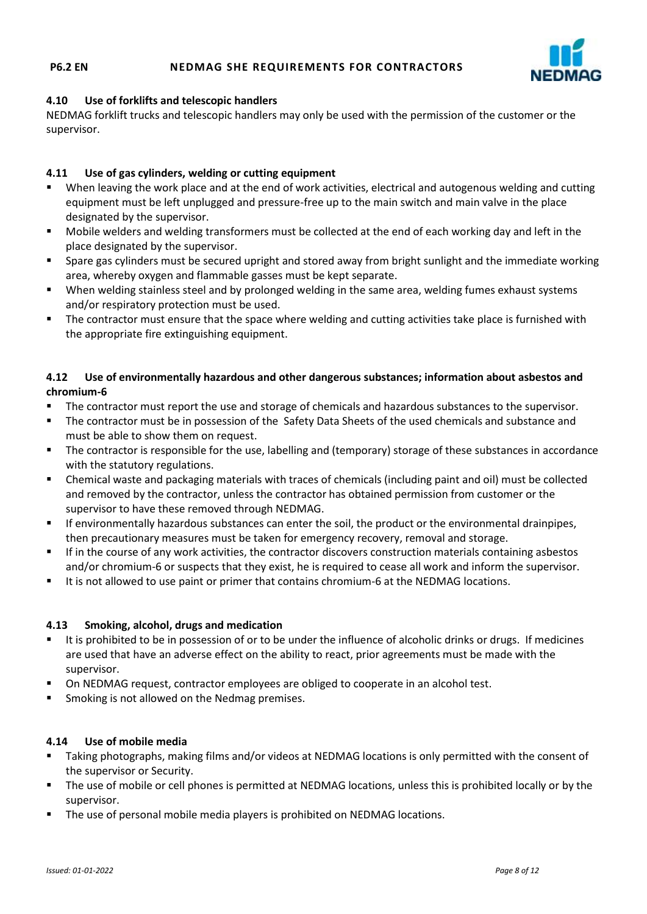### 4.10 Use of forklifts and telescopic handlers

NEDMAG forklift trucks and telescopic handlers may only be used with the permission of the customer or the supervisor.

### 4.11 Use of gas cylinders, welding or cutting equipment

- When leaving the work place and at the end of work activities, electrical and autogenous welding and cutting equipment must be left unplugged and pressure-free up to the main switch and main valve in the place designated by the supervisor.
- Mobile welders and welding transformers must be collected at the end of each working day and left in the place designated by the supervisor.
- Spare gas cylinders must be secured upright and stored away from bright sunlight and the immediate working area, whereby oxygen and flammable gasses must be kept separate.
- When welding stainless steel and by prolonged welding in the same area, welding fumes exhaust systems and/or respiratory protection must be used.
- The contractor must ensure that the space where welding and cutting activities take place is furnished with the appropriate fire extinguishing equipment.

### 4.12 Use of environmentally hazardous and other dangerous substances; information about asbestos and chromium-6

- The contractor must report the use and storage of chemicals and hazardous substances to the supervisor.
- The contractor must be in possession of the Safety Data Sheets of the used chemicals and substance and must be able to show them on request.
- The contractor is responsible for the use, labelling and (temporary) storage of these substances in accordance with the statutory regulations.
- Chemical waste and packaging materials with traces of chemicals (including paint and oil) must be collected and removed by the contractor, unless the contractor has obtained permission from customer or the supervisor to have these removed through NEDMAG.
- If environmentally hazardous substances can enter the soil, the product or the environmental drainpipes, then precautionary measures must be taken for emergency recovery, removal and storage.
- If in the course of any work activities, the contractor discovers construction materials containing asbestos and/or chromium-6 or suspects that they exist, he is required to cease all work and inform the supervisor.
- It is not allowed to use paint or primer that contains chromium-6 at the NEDMAG locations.

### 4.13 Smoking, alcohol, drugs and medication

- It is prohibited to be in possession of or to be under the influence of alcoholic drinks or drugs. If medicines are used that have an adverse effect on the ability to react, prior agreements must be made with the supervisor.
- On NEDMAG request, contractor employees are obliged to cooperate in an alcohol test.
- Smoking is not allowed on the Nedmag premises.

### 4.14 Use of mobile media

- Taking photographs, making films and/or videos at NEDMAG locations is only permitted with the consent of the supervisor or Security.
- The use of mobile or cell phones is permitted at NEDMAG locations, unless this is prohibited locally or by the supervisor.
- The use of personal mobile media players is prohibited on NEDMAG locations.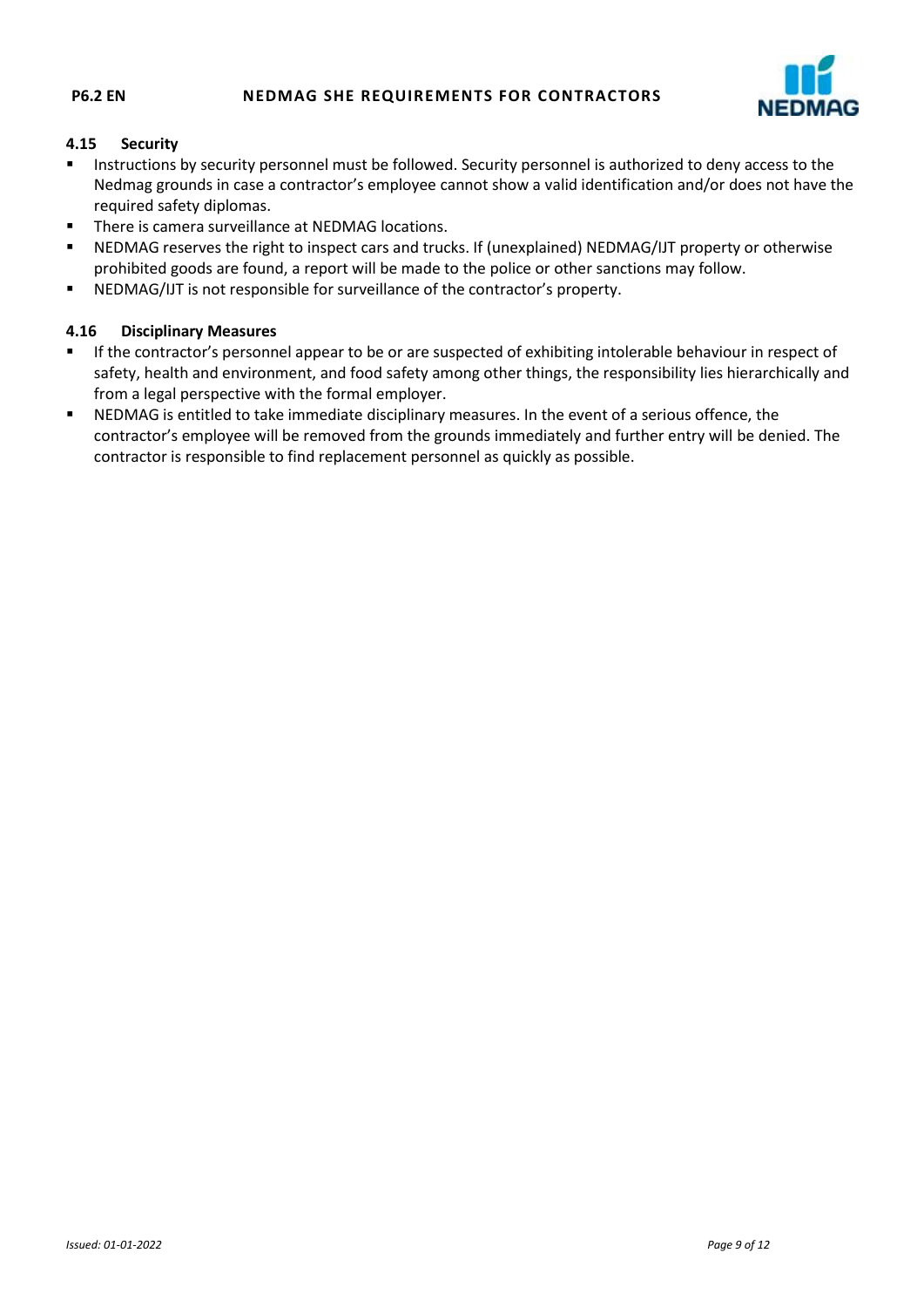### 4.15 Security

- Instructions by security personnel must be followed. Security personnel is authorized to deny access to the Nedmag grounds in case a contractor's employee cannot show a valid identification and/or does not have the required safety diplomas.
- There is camera surveillance at NEDMAG locations.
- NEDMAG reserves the right to inspect cars and trucks. If (unexplained) NEDMAG/IJT property or otherwise prohibited goods are found, a report will be made to the police or other sanctions may follow.
- NEDMAG/IJT is not responsible for surveillance of the contractor's property.

### 4.16 Disciplinary Measures

- If the contractor's personnel appear to be or are suspected of exhibiting intolerable behaviour in respect of safety, health and environment, and food safety among other things, the responsibility lies hierarchically and from a legal perspective with the formal employer.
- NEDMAG is entitled to take immediate disciplinary measures. In the event of a serious offence, the contractor's employee will be removed from the grounds immediately and further entry will be denied. The contractor is responsible to find replacement personnel as quickly as possible.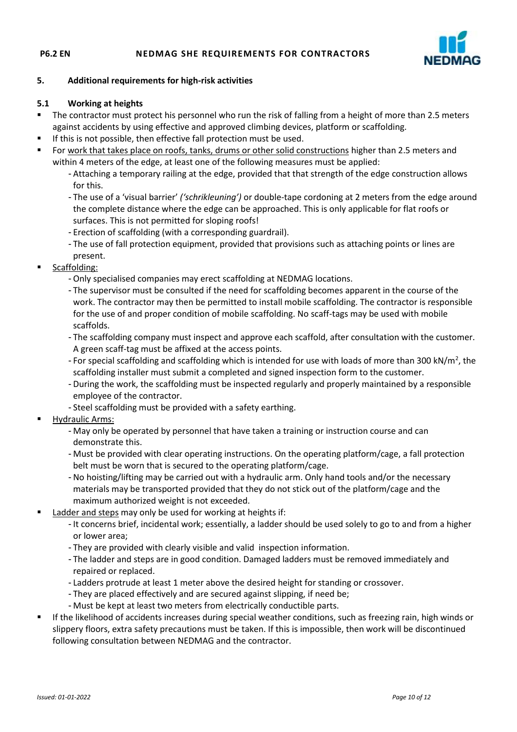## 5. Additional requirements for high-risk activities

### 5.1 Working at heights

- The contractor must protect his personnel who run the risk of falling from a height of more than 2.5 meters against accidents by using effective and approved climbing devices, platform or scaffolding.
- If this is not possible, then effective fall protection must be used.
- For work that takes place on roofs, tanks, drums or other solid constructions higher than 2.5 meters and within 4 meters of the edge, at least one of the following measures must be applied:
  - Attaching a temporary railing at the edge, provided that that strength of the edge construction allows for this.
  - The use of a 'visual barrier' *('schrikleuning')* or double-tape cordoning at 2 meters from the edge around the complete distance where the edge can be approached. This is only applicable for flat roofs or surfaces. This is not permitted for sloping roofs!
  - Erection of scaffolding (with a corresponding guardrail).
  - The use of fall protection equipment, provided that provisions such as attaching points or lines are present.
- Scaffolding:
  - Only specialised companies may erect scaffolding at NEDMAG locations.
  - The supervisor must be consulted if the need for scaffolding becomes apparent in the course of the work. The contractor may then be permitted to install mobile scaffolding. The contractor is responsible for the use of and proper condition of mobile scaffolding. No scaff-tags may be used with mobile scaffolds.
  - The scaffolding company must inspect and approve each scaffold, after consultation with the customer. A green scaff-tag must be affixed at the access points.
  - For special scaffolding and scaffolding which is intended for use with loads of more than 300 kN/$m^2$, the scaffolding installer must submit a completed and signed inspection form to the customer.
  - During the work, the scaffolding must be inspected regularly and properly maintained by a responsible employee of the contractor.
  - Steel scaffolding must be provided with a safety earthing.
- Hydraulic Arms:
  - May only be operated by personnel that have taken a training or instruction course and can demonstrate this.
  - Must be provided with clear operating instructions. On the operating platform/cage, a fall protection belt must be worn that is secured to the operating platform/cage.
  - No hoisting/lifting may be carried out with a hydraulic arm. Only hand tools and/or the necessary materials may be transported provided that they do not stick out of the platform/cage and the maximum authorized weight is not exceeded.
- Ladder and steps may only be used for working at heights if:
  - It concerns brief, incidental work; essentially, a ladder should be used solely to go to and from a higher or lower area;
  - They are provided with clearly visible and valid inspection information.
  - The ladder and steps are in good condition. Damaged ladders must be removed immediately and repaired or replaced.
  - Ladders protrude at least 1 meter above the desired height for standing or crossover.
  - They are placed effectively and are secured against slipping, if need be;
  - Must be kept at least two meters from electrically conductible parts.
- If the likelihood of accidents increases during special weather conditions, such as freezing rain, high winds or slippery floors, extra safety precautions must be taken. If this is impossible, then work will be discontinued following consultation between NEDMAG and the contractor.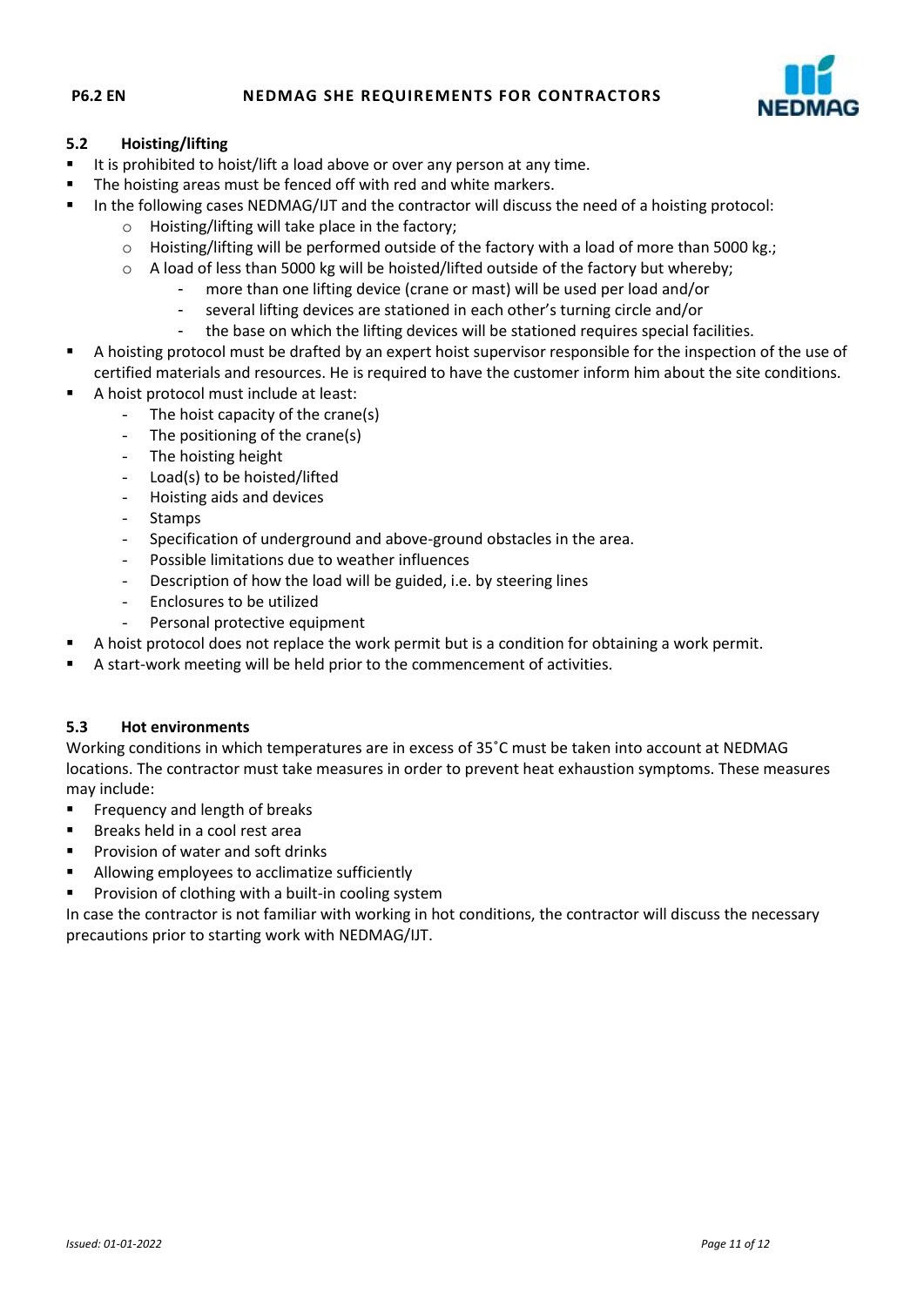### 5.2 Hoisting/lifting

- It is prohibited to hoist/lift a load above or over any person at any time.
- The hoisting areas must be fenced off with red and white markers.
- In the following cases NEDMAG/IJT and the contractor will discuss the need of a hoisting protocol:
  - Hoisting/lifting will take place in the factory;
  - Hoisting/lifting will be performed outside of the factory with a load of more than 5000 kg.;
  - A load of less than 5000 kg will be hoisted/lifted outside of the factory but whereby;
    - more than one lifting device (crane or mast) will be used per load and/or
    - several lifting devices are stationed in each other's turning circle and/or
    - the base on which the lifting devices will be stationed requires special facilities.
- A hoisting protocol must be drafted by an expert hoist supervisor responsible for the inspection of the use of certified materials and resources. He is required to have the customer inform him about the site conditions.
- A hoist protocol must include at least:
  - The hoist capacity of the crane(s)
  - The positioning of the crane(s)
  - The hoisting height
  - Load(s) to be hoisted/lifted
  - Hoisting aids and devices
  - Stamps
  - Specification of underground and above-ground obstacles in the area.
  - Possible limitations due to weather influences
  - Description of how the load will be guided, i.e. by steering lines
  - Enclosures to be utilized
  - Personal protective equipment
- A hoist protocol does not replace the work permit but is a condition for obtaining a work permit.
- A start-work meeting will be held prior to the commencement of activities.

### 5.3 Hot environments

Working conditions in which temperatures are in excess of 35˚C must be taken into account at NEDMAG locations. The contractor must take measures in order to prevent heat exhaustion symptoms. These measures may include:

- Frequency and length of breaks
- Breaks held in a cool rest area
- Provision of water and soft drinks
- Allowing employees to acclimatize sufficiently
- Provision of clothing with a built-in cooling system

In case the contractor is not familiar with working in hot conditions, the contractor will discuss the necessary precautions prior to starting work with NEDMAG/IJT.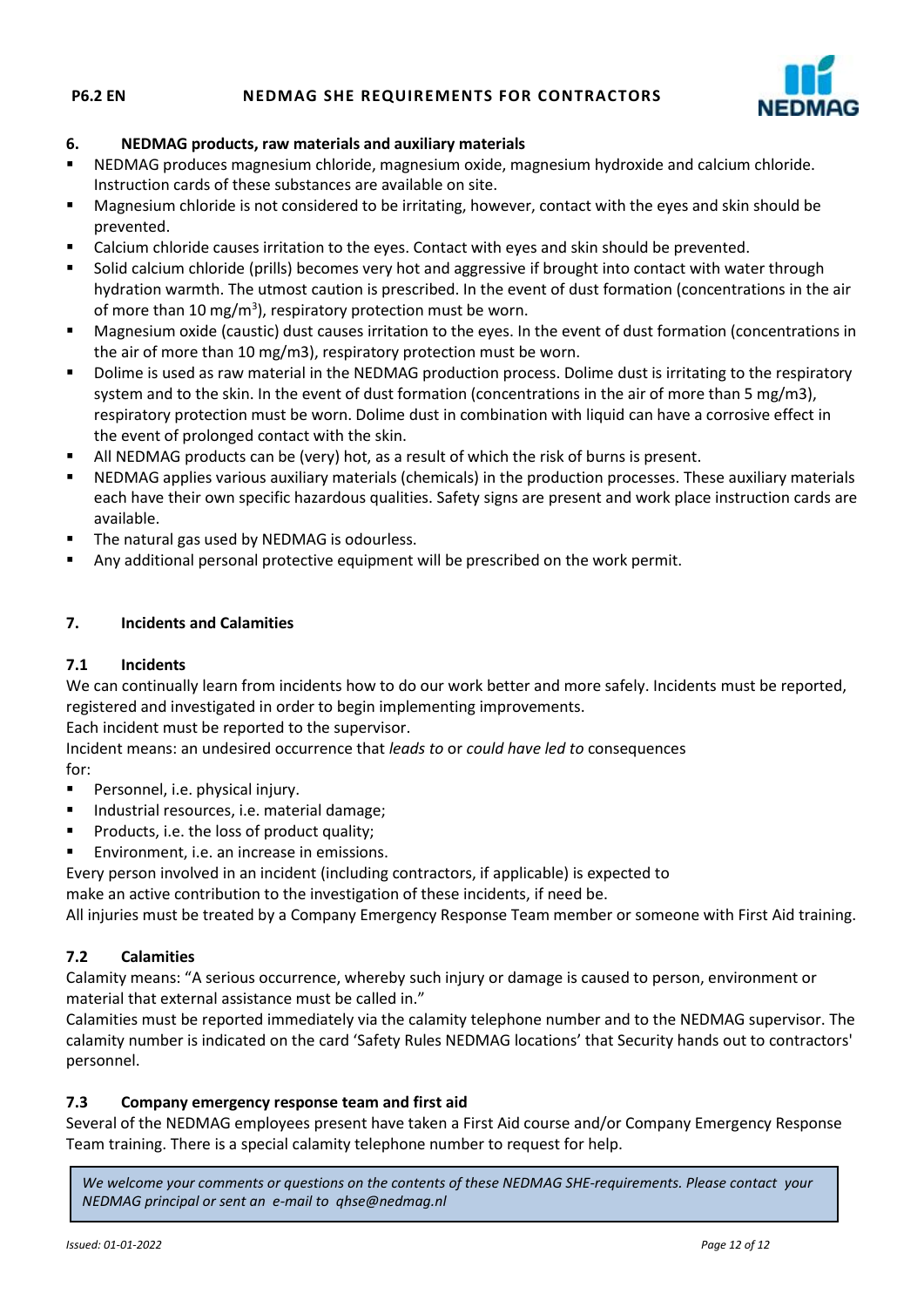## 6. NEDMAG products, raw materials and auxiliary materials

- NEDMAG produces magnesium chloride, magnesium oxide, magnesium hydroxide and calcium chloride. Instruction cards of these substances are available on site.
- Magnesium chloride is not considered to be irritating, however, contact with the eyes and skin should be prevented.
- Calcium chloride causes irritation to the eyes. Contact with eyes and skin should be prevented.
- Solid calcium chloride (prills) becomes very hot and aggressive if brought into contact with water through hydration warmth. The utmost caution is prescribed. In the event of dust formation (concentrations in the air of more than 10 $mg/m^3$), respiratory protection must be worn.
- Magnesium oxide (caustic) dust causes irritation to the eyes. In the event of dust formation (concentrations in the air of more than 10 mg/m3), respiratory protection must be worn.
- Dolime is used as raw material in the NEDMAG production process. Dolime dust is irritating to the respiratory system and to the skin. In the event of dust formation (concentrations in the air of more than 5 mg/m3), respiratory protection must be worn. Dolime dust in combination with liquid can have a corrosive effect in the event of prolonged contact with the skin.
- All NEDMAG products can be (very) hot, as a result of which the risk of burns is present.
- NEDMAG applies various auxiliary materials (chemicals) in the production processes. These auxiliary materials each have their own specific hazardous qualities. Safety signs are present and work place instruction cards are available.
- The natural gas used by NEDMAG is odourless.
- Any additional personal protective equipment will be prescribed on the work permit.

## 7. Incidents and Calamities

### 7.1 Incidents

We can continually learn from incidents how to do our work better and more safely. Incidents must be reported, registered and investigated in order to begin implementing improvements.

Each incident must be reported to the supervisor.

Incident means: an undesired occurrence that *leads to* or *could have led to* consequences for:

- Personnel, i.e. physical injury.
- Industrial resources, i.e. material damage;
- Products, i.e. the loss of product quality;
- Environment, i.e. an increase in emissions.

Every person involved in an incident (including contractors, if applicable) is expected to make an active contribution to the investigation of these incidents, if need be.

All injuries must be treated by a Company Emergency Response Team member or someone with First Aid training.

### 7.2 Calamities

Calamity means: "A serious occurrence, whereby such injury or damage is caused to person, environment or material that external assistance must be called in."

Calamities must be reported immediately via the calamity telephone number and to the NEDMAG supervisor. The calamity number is indicated on the card 'Safety Rules NEDMAG locations' that Security hands out to contractors' personnel.

### 7.3 Company emergency response team and first aid

Several of the NEDMAG employees present have taken a First Aid course and/or Company Emergency Response Team training. There is a special calamity telephone number to request for help.

*We welcome your comments or questions on the contents of these NEDMAG SHE-requirements. Please contact your NEDMAG principal or sent an e-mail to qhse@nedmag.nl*